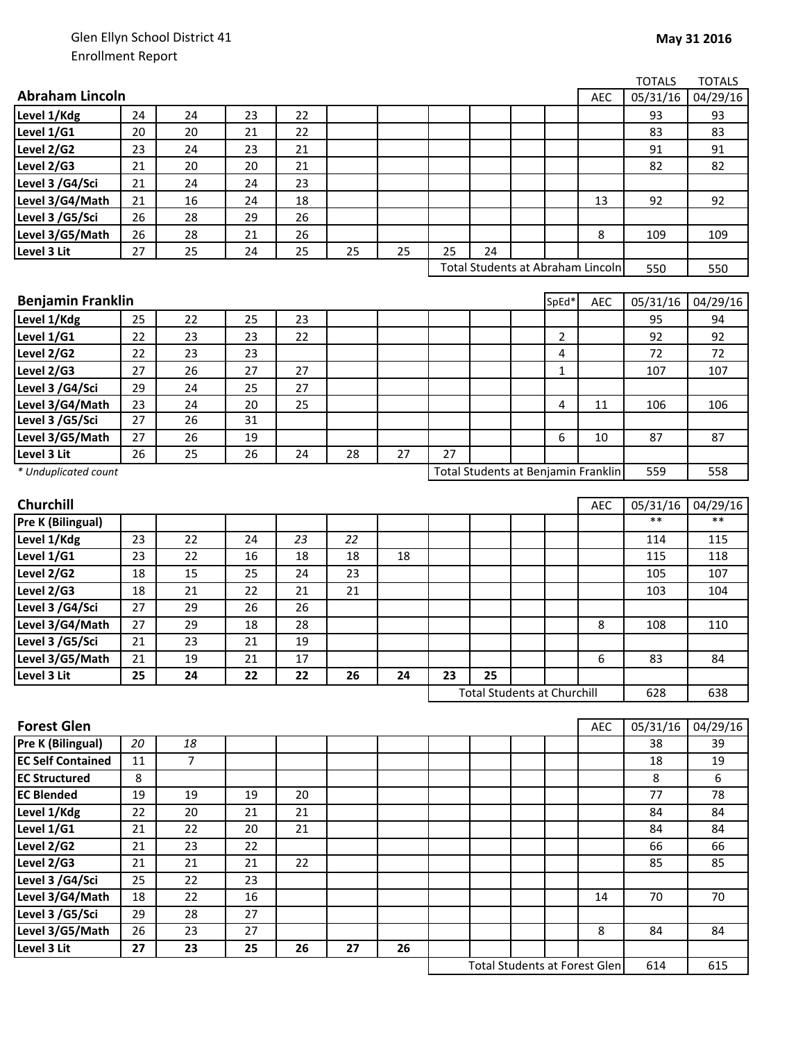Glen Ellyn School District 41
Enrollment Report

**May 31 2016**

## Abraham Lincoln

| Abraham Lincoln | | | | | | | | | | | AEC | TOTALS 05/31/16 | TOTALS 04/29/16 |
|---|---|---|---|---|---|---|---|---|---|---|---|---|---|
| Level 1/Kdg | 24 | 24 | 23 | 22 | | | | | | | | 93 | 93 |
| Level 1/G1 | 20 | 20 | 21 | 22 | | | | | | | | 83 | 83 |
| Level 2/G2 | 23 | 24 | 23 | 21 | | | | | | | | 91 | 91 |
| Level 2/G3 | 21 | 20 | 20 | 21 | | | | | | | | 82 | 82 |
| Level 3 /G4/Sci | 21 | 24 | 24 | 23 | | | | | | | | | |
| Level 3/G4/Math | 21 | 16 | 24 | 18 | | | | | | | 13 | 92 | 92 |
| Level 3 /G5/Sci | 26 | 28 | 29 | 26 | | | | | | | | | |
| Level 3/G5/Math | 26 | 28 | 21 | 26 | | | | | | | 8 | 109 | 109 |
| Level 3 Lit | 27 | 25 | 24 | 25 | 25 | 25 | 25 | 24 | | | | | |
| | | | | | | | Total Students at Abraham Lincoln | | | | | 550 | 550 |

## Benjamin Franklin

| Benjamin Franklin | | | | | | | | | | SpEd* | AEC | 05/31/16 | 04/29/16 |
|---|---|---|---|---|---|---|---|---|---|---|---|---|---|
| Level 1/Kdg | 25 | 22 | 25 | 23 | | | | | | | | 95 | 94 |
| Level 1/G1 | 22 | 23 | 23 | 22 | | | | | | 2 | | 92 | 92 |
| Level 2/G2 | 22 | 23 | 23 | | | | | | | 4 | | 72 | 72 |
| Level 2/G3 | 27 | 26 | 27 | 27 | | | | | | 1 | | 107 | 107 |
| Level 3 /G4/Sci | 29 | 24 | 25 | 27 | | | | | | | | | |
| Level 3/G4/Math | 23 | 24 | 20 | 25 | | | | | | 4 | 11 | 106 | 106 |
| Level 3 /G5/Sci | 27 | 26 | 31 | | | | | | | | | | |
| Level 3/G5/Math | 27 | 26 | 19 | | | | | | | 6 | 10 | 87 | 87 |
| Level 3 Lit | 26 | 25 | 26 | 24 | 28 | 27 | 27 | | | | | | |
| *\* Unduplicated count* | | | | | | | Total Students at Benjamin Franklin | | | | | 559 | 558 |

## Churchill

| Churchill | | | | | | | | | | | AEC | 05/31/16 | 04/29/16 |
|---|---|---|---|---|---|---|---|---|---|---|---|---|---|
| Pre K (Bilingual) | | | | | | | | | | | | ** | ** |
| Level 1/Kdg | 23 | 22 | 24 | *23* | *22* | | | | | | | 114 | 115 |
| Level 1/G1 | 23 | 22 | 16 | 18 | 18 | 18 | | | | | | 115 | 118 |
| Level 2/G2 | 18 | 15 | 25 | 24 | 23 | | | | | | | 105 | 107 |
| Level 2/G3 | 18 | 21 | 22 | 21 | 21 | | | | | | | 103 | 104 |
| Level 3 /G4/Sci | 27 | 29 | 26 | 26 | | | | | | | | | |
| Level 3/G4/Math | 27 | 29 | 18 | 28 | | | | | | | 8 | 108 | 110 |
| Level 3 /G5/Sci | 21 | 23 | 21 | 19 | | | | | | | | | |
| Level 3/G5/Math | 21 | 19 | 21 | 17 | | | | | | | 6 | 83 | 84 |
| Level 3 Lit | **25** | **24** | **22** | **22** | **26** | **24** | **23** | **25** | | | | | |
| | | | | | | | Total Students at Churchill | | | | | 628 | 638 |

## Forest Glen

| Forest Glen | | | | | | | | | | | AEC | 05/31/16 | 04/29/16 |
|---|---|---|---|---|---|---|---|---|---|---|---|---|---|
| Pre K (Bilingual) | *20* | *18* | | | | | | | | | | 38 | 39 |
| EC Self Contained | 11 | 7 | | | | | | | | | | 18 | 19 |
| EC Structured | 8 | | | | | | | | | | | 8 | 6 |
| EC Blended | 19 | 19 | 19 | 20 | | | | | | | | 77 | 78 |
| Level 1/Kdg | 22 | 20 | 21 | 21 | | | | | | | | 84 | 84 |
| Level 1/G1 | 21 | 22 | 20 | 21 | | | | | | | | 84 | 84 |
| Level 2/G2 | 21 | 23 | 22 | | | | | | | | | 66 | 66 |
| Level 2/G3 | 21 | 21 | 21 | 22 | | | | | | | | 85 | 85 |
| Level 3 /G4/Sci | 25 | 22 | 23 | | | | | | | | | | |
| Level 3/G4/Math | 18 | 22 | 16 | | | | | | | | 14 | 70 | 70 |
| Level 3 /G5/Sci | 29 | 28 | 27 | | | | | | | | | | |
| Level 3/G5/Math | 26 | 23 | 27 | | | | | | | | 8 | 84 | 84 |
| Level 3 Lit | **27** | **23** | **25** | **26** | **27** | **26** | | | | | | | |
| | | | | | | | Total Students at Forest Glen | | | | | 614 | 615 |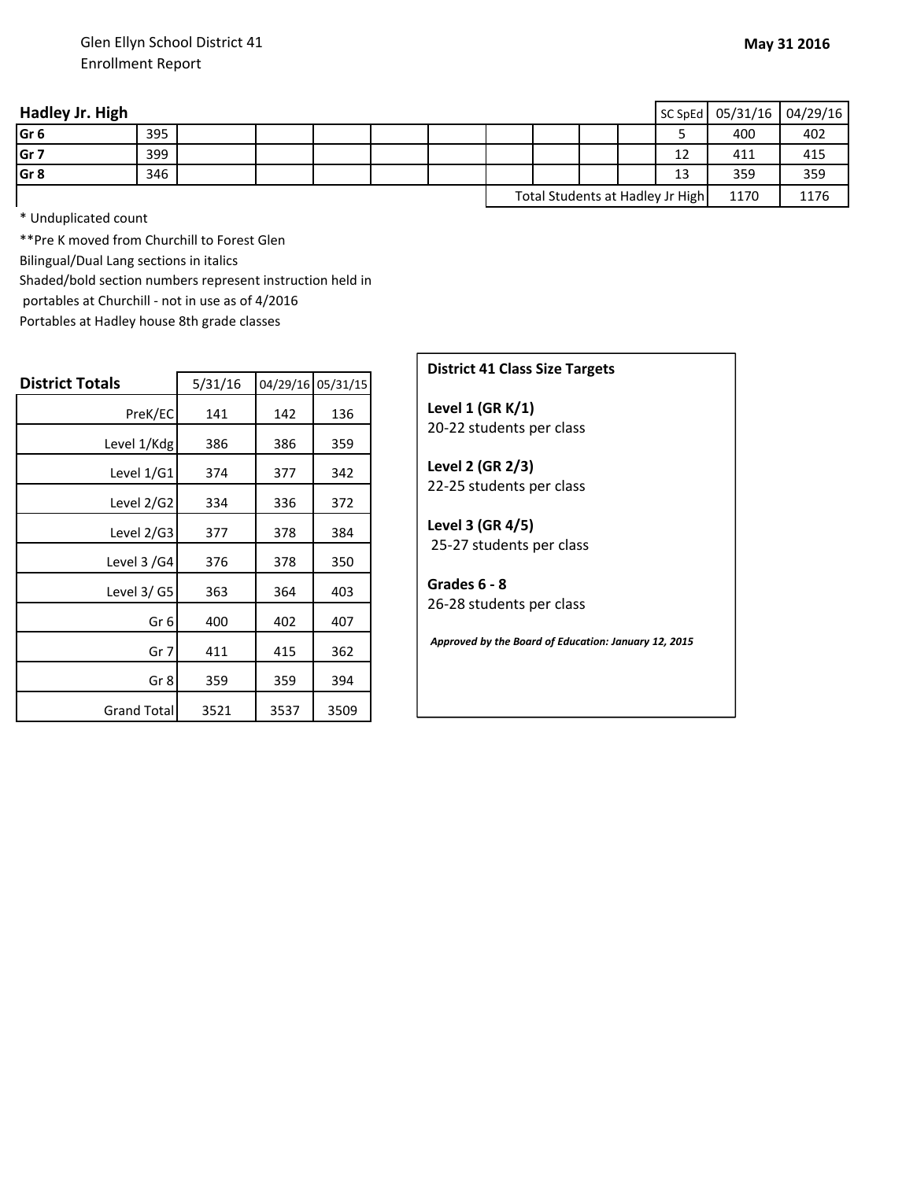Glen Ellyn School District 41
Enrollment Report

**May 31 2016**

| Hadley Jr. High | | | | | | | | | | | SC SpEd | 05/31/16 | 04/29/16 |
|---|---|---|---|---|---|---|---|---|---|---|---|---|---|
| **Gr 6** | 395 | | | | | | | | | | 5 | 400 | 402 |
| **Gr 7** | 399 | | | | | | | | | | 12 | 411 | 415 |
| **Gr 8** | 346 | | | | | | | | | | 13 | 359 | 359 |
| | | | | | | | Total Students at Hadley Jr High | | | | | 1170 | 1176 |

\* Unduplicated count

\*\*Pre K moved from Churchill to Forest Glen

Bilingual/Dual Lang sections in italics

Shaded/bold section numbers represent instruction held in portables at Churchill - not in use as of 4/2016

Portables at Hadley house 8th grade classes

| District Totals | 5/31/16 | 04/29/16 | 05/31/15 |
|---|---|---|---|
| PreK/EC | 141 | 142 | 136 |
| Level 1/Kdg | 386 | 386 | 359 |
| Level 1/G1 | 374 | 377 | 342 |
| Level 2/G2 | 334 | 336 | 372 |
| Level 2/G3 | 377 | 378 | 384 |
| Level 3 /G4 | 376 | 378 | 350 |
| Level 3/ G5 | 363 | 364 | 403 |
| Gr 6 | 400 | 402 | 407 |
| Gr 7 | 411 | 415 | 362 |
| Gr 8 | 359 | 359 | 394 |
| Grand Total | 3521 | 3537 | 3509 |

**District 41 Class Size Targets**

**Level 1 (GR K/1)**
20-22 students per class

**Level 2 (GR 2/3)**
22-25 students per class

**Level 3 (GR 4/5)**
25-27 students per class

**Grades 6 - 8**
26-28 students per class

***Approved by the Board of Education: January 12, 2015***